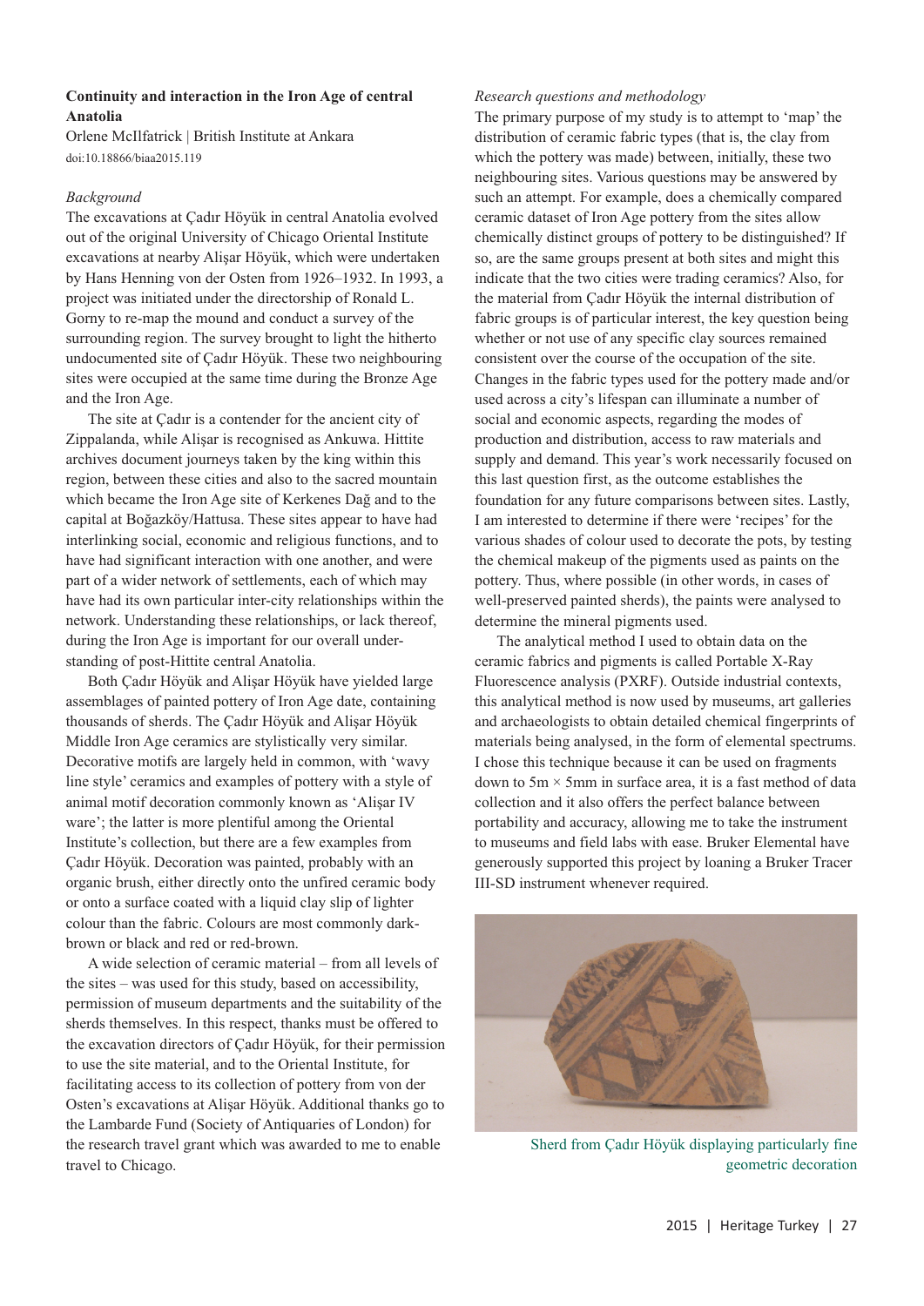## Continuity and interaction in the Iron Age of central Anatolia

Orlene McIlfatrick | British Institute at Ankara
doi:10.18866/biaa2015.119

### *Background*

The excavations at Çadır Höyük in central Anatolia evolved out of the original University of Chicago Oriental Institute excavations at nearby Alişar Höyük, which were undertaken by Hans Henning von der Osten from 1926–1932. In 1993, a project was initiated under the directorship of Ronald L. Gorny to re-map the mound and conduct a survey of the surrounding region. The survey brought to light the hitherto undocumented site of Çadır Höyük. These two neighbouring sites were occupied at the same time during the Bronze Age and the Iron Age.

The site at Çadır is a contender for the ancient city of Zippalanda, while Alişar is recognised as Ankuwa. Hittite archives document journeys taken by the king within this region, between these cities and also to the sacred mountain which became the Iron Age site of Kerkenes Dağ and to the capital at Boğazköy/Hattusa. These sites appear to have had interlinking social, economic and religious functions, and to have had significant interaction with one another, and were part of a wider network of settlements, each of which may have had its own particular inter-city relationships within the network. Understanding these relationships, or lack thereof, during the Iron Age is important for our overall understanding of post-Hittite central Anatolia.

Both Çadır Höyük and Alişar Höyük have yielded large assemblages of painted pottery of Iron Age date, containing thousands of sherds. The Çadır Höyük and Alişar Höyük Middle Iron Age ceramics are stylistically very similar. Decorative motifs are largely held in common, with 'wavy line style' ceramics and examples of pottery with a style of animal motif decoration commonly known as 'Alişar IV ware'; the latter is more plentiful among the Oriental Institute's collection, but there are a few examples from Çadır Höyük. Decoration was painted, probably with an organic brush, either directly onto the unfired ceramic body or onto a surface coated with a liquid clay slip of lighter colour than the fabric. Colours are most commonly dark-brown or black and red or red-brown.

A wide selection of ceramic material – from all levels of the sites – was used for this study, based on accessibility, permission of museum departments and the suitability of the sherds themselves. In this respect, thanks must be offered to the excavation directors of Çadır Höyük, for their permission to use the site material, and to the Oriental Institute, for facilitating access to its collection of pottery from von der Osten's excavations at Alişar Höyük. Additional thanks go to the Lambarde Fund (Society of Antiquaries of London) for the research travel grant which was awarded to me to enable travel to Chicago.

### *Research questions and methodology*

The primary purpose of my study is to attempt to 'map' the distribution of ceramic fabric types (that is, the clay from which the pottery was made) between, initially, these two neighbouring sites. Various questions may be answered by such an attempt. For example, does a chemically compared ceramic dataset of Iron Age pottery from the sites allow chemically distinct groups of pottery to be distinguished? If so, are the same groups present at both sites and might this indicate that the two cities were trading ceramics? Also, for the material from Çadır Höyük the internal distribution of fabric groups is of particular interest, the key question being whether or not use of any specific clay sources remained consistent over the course of the occupation of the site. Changes in the fabric types used for the pottery made and/or used across a city's lifespan can illuminate a number of social and economic aspects, regarding the modes of production and distribution, access to raw materials and supply and demand. This year's work necessarily focused on this last question first, as the outcome establishes the foundation for any future comparisons between sites. Lastly, I am interested to determine if there were 'recipes' for the various shades of colour used to decorate the pots, by testing the chemical makeup of the pigments used as paints on the pottery. Thus, where possible (in other words, in cases of well-preserved painted sherds), the paints were analysed to determine the mineral pigments used.

The analytical method I used to obtain data on the ceramic fabrics and pigments is called Portable X-Ray Fluorescence analysis (PXRF). Outside industrial contexts, this analytical method is now used by museums, art galleries and archaeologists to obtain detailed chemical fingerprints of materials being analysed, in the form of elemental spectrums. I chose this technique because it can be used on fragments down to 5m × 5mm in surface area, it is a fast method of data collection and it also offers the perfect balance between portability and accuracy, allowing me to take the instrument to museums and field labs with ease. Bruker Elemental have generously supported this project by loaning a Bruker Tracer III-SD instrument whenever required.

Sherd from Çadır Höyük displaying particularly fine geometric decoration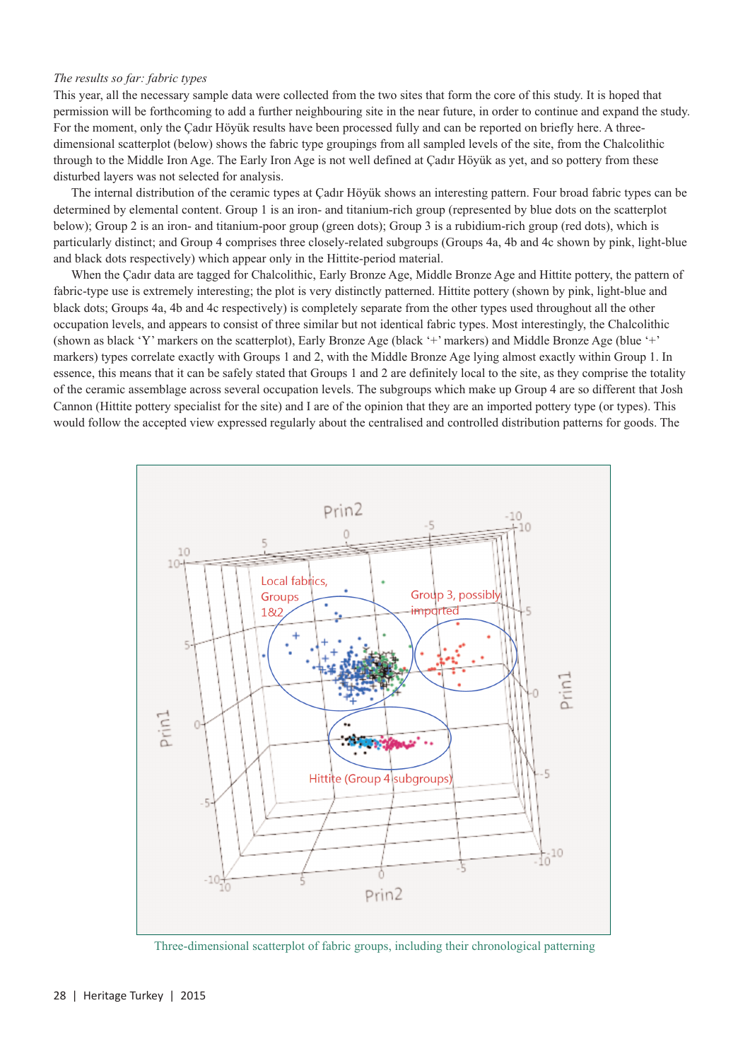*The results so far: fabric types*

This year, all the necessary sample data were collected from the two sites that form the core of this study. It is hoped that permission will be forthcoming to add a further neighbouring site in the near future, in order to continue and expand the study. For the moment, only the Çadır Höyük results have been processed fully and can be reported on briefly here. A three-dimensional scatterplot (below) shows the fabric type groupings from all sampled levels of the site, from the Chalcolithic through to the Middle Iron Age. The Early Iron Age is not well defined at Çadır Höyük as yet, and so pottery from these disturbed layers was not selected for analysis.

The internal distribution of the ceramic types at Çadır Höyük shows an interesting pattern. Four broad fabric types can be determined by elemental content. Group 1 is an iron- and titanium-rich group (represented by blue dots on the scatterplot below); Group 2 is an iron- and titanium-poor group (green dots); Group 3 is a rubidium-rich group (red dots), which is particularly distinct; and Group 4 comprises three closely-related subgroups (Groups 4a, 4b and 4c shown by pink, light-blue and black dots respectively) which appear only in the Hittite-period material.

When the Çadır data are tagged for Chalcolithic, Early Bronze Age, Middle Bronze Age and Hittite pottery, the pattern of fabric-type use is extremely interesting; the plot is very distinctly patterned. Hittite pottery (shown by pink, light-blue and black dots; Groups 4a, 4b and 4c respectively) is completely separate from the other types used throughout all the other occupation levels, and appears to consist of three similar but not identical fabric types. Most interestingly, the Chalcolithic (shown as black 'Y' markers on the scatterplot), Early Bronze Age (black '+' markers) and Middle Bronze Age (blue '+' markers) types correlate exactly with Groups 1 and 2, with the Middle Bronze Age lying almost exactly within Group 1. In essence, this means that it can be safely stated that Groups 1 and 2 are definitely local to the site, as they comprise the totality of the ceramic assemblage across several occupation levels. The subgroups which make up Group 4 are so different that Josh Cannon (Hittite pottery specialist for the site) and I are of the opinion that they are an imported pottery type (or types). This would follow the accepted view expressed regularly about the centralised and controlled distribution patterns for goods. The

Three-dimensional scatterplot of fabric groups, including their chronological patterning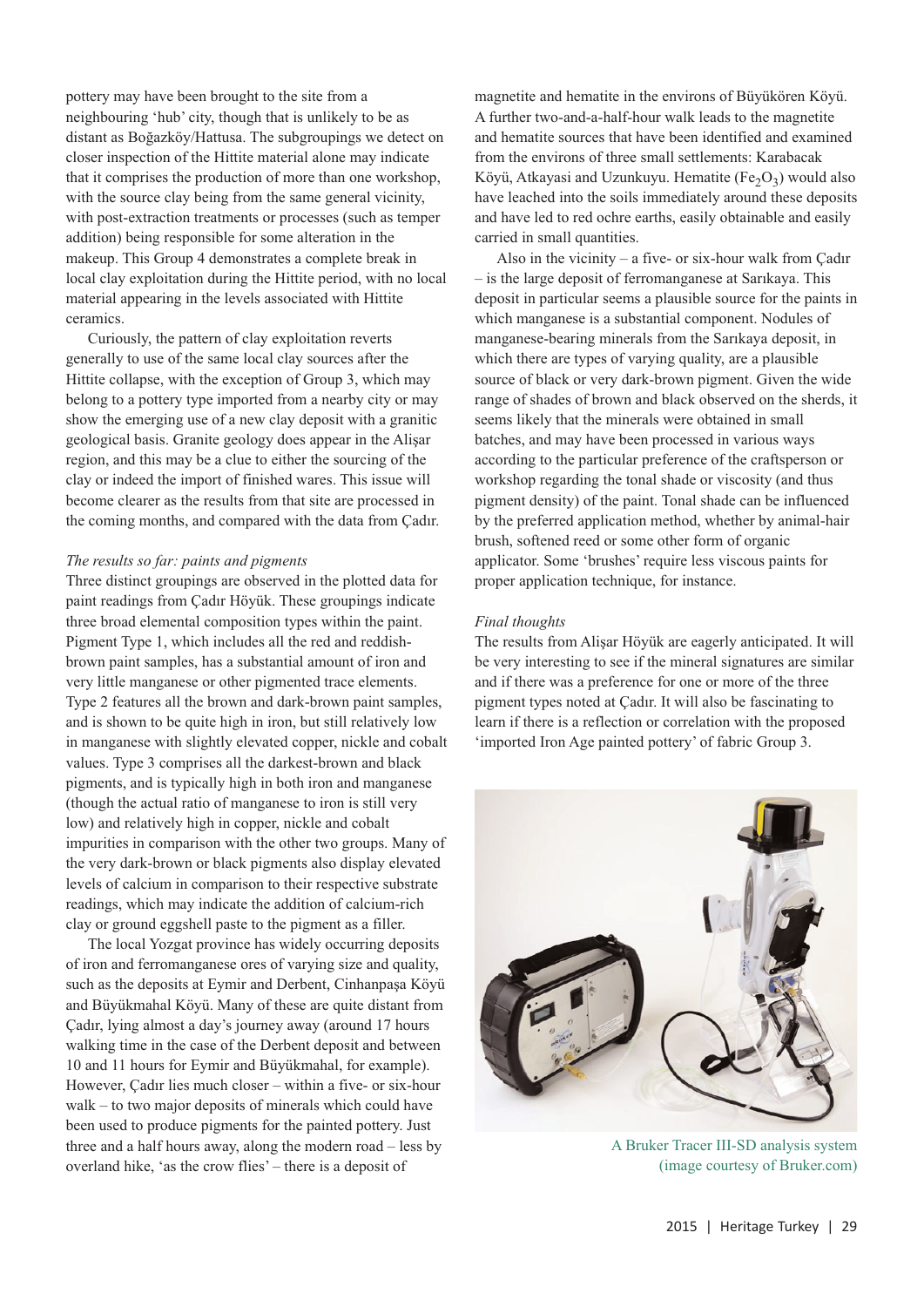pottery may have been brought to the site from a neighbouring 'hub' city, though that is unlikely to be as distant as Boğazköy/Hattusa. The subgroupings we detect on closer inspection of the Hittite material alone may indicate that it comprises the production of more than one workshop, with the source clay being from the same general vicinity, with post-extraction treatments or processes (such as temper addition) being responsible for some alteration in the makeup. This Group 4 demonstrates a complete break in local clay exploitation during the Hittite period, with no local material appearing in the levels associated with Hittite ceramics.

Curiously, the pattern of clay exploitation reverts generally to use of the same local clay sources after the Hittite collapse, with the exception of Group 3, which may belong to a pottery type imported from a nearby city or may show the emerging use of a new clay deposit with a granitic geological basis. Granite geology does appear in the Alişar region, and this may be a clue to either the sourcing of the clay or indeed the import of finished wares. This issue will become clearer as the results from that site are processed in the coming months, and compared with the data from Çadır.

*The results so far: paints and pigments*

Three distinct groupings are observed in the plotted data for paint readings from Çadır Höyük. These groupings indicate three broad elemental composition types within the paint. Pigment Type 1, which includes all the red and reddish-brown paint samples, has a substantial amount of iron and very little manganese or other pigmented trace elements. Type 2 features all the brown and dark-brown paint samples, and is shown to be quite high in iron, but still relatively low in manganese with slightly elevated copper, nickle and cobalt values. Type 3 comprises all the darkest-brown and black pigments, and is typically high in both iron and manganese (though the actual ratio of manganese to iron is still very low) and relatively high in copper, nickle and cobalt impurities in comparison with the other two groups. Many of the very dark-brown or black pigments also display elevated levels of calcium in comparison to their respective substrate readings, which may indicate the addition of calcium-rich clay or ground eggshell paste to the pigment as a filler.

The local Yozgat province has widely occurring deposits of iron and ferromanganese ores of varying size and quality, such as the deposits at Eymir and Derbent, Cinhanpaşa Köyü and Büyükmahal Köyü. Many of these are quite distant from Çadır, lying almost a day's journey away (around 17 hours walking time in the case of the Derbent deposit and between 10 and 11 hours for Eymir and Büyükmahal, for example). However, Çadır lies much closer – within a five- or six-hour walk – to two major deposits of minerals which could have been used to produce pigments for the painted pottery. Just three and a half hours away, along the modern road – less by overland hike, 'as the crow flies' – there is a deposit of magnetite and hematite in the environs of Büyükören Köyü. A further two-and-a-half-hour walk leads to the magnetite and hematite sources that have been identified and examined from the environs of three small settlements: Karabacak Köyü, Atkayasi and Uzunkuyu. Hematite ($Fe_2O_3$) would also have leached into the soils immediately around these deposits and have led to red ochre earths, easily obtainable and easily carried in small quantities.

Also in the vicinity – a five- or six-hour walk from Çadır – is the large deposit of ferromanganese at Sarıkaya. This deposit in particular seems a plausible source for the paints in which manganese is a substantial component. Nodules of manganese-bearing minerals from the Sarıkaya deposit, in which there are types of varying quality, are a plausible source of black or very dark-brown pigment. Given the wide range of shades of brown and black observed on the sherds, it seems likely that the minerals were obtained in small batches, and may have been processed in various ways according to the particular preference of the craftsperson or workshop regarding the tonal shade or viscosity (and thus pigment density) of the paint. Tonal shade can be influenced by the preferred application method, whether by animal-hair brush, softened reed or some other form of organic applicator. Some 'brushes' require less viscous paints for proper application technique, for instance.

*Final thoughts*

The results from Alişar Höyük are eagerly anticipated. It will be very interesting to see if the mineral signatures are similar and if there was a preference for one or more of the three pigment types noted at Çadır. It will also be fascinating to learn if there is a reflection or correlation with the proposed 'imported Iron Age painted pottery' of fabric Group 3.

A Bruker Tracer III-SD analysis system (image courtesy of Bruker.com)